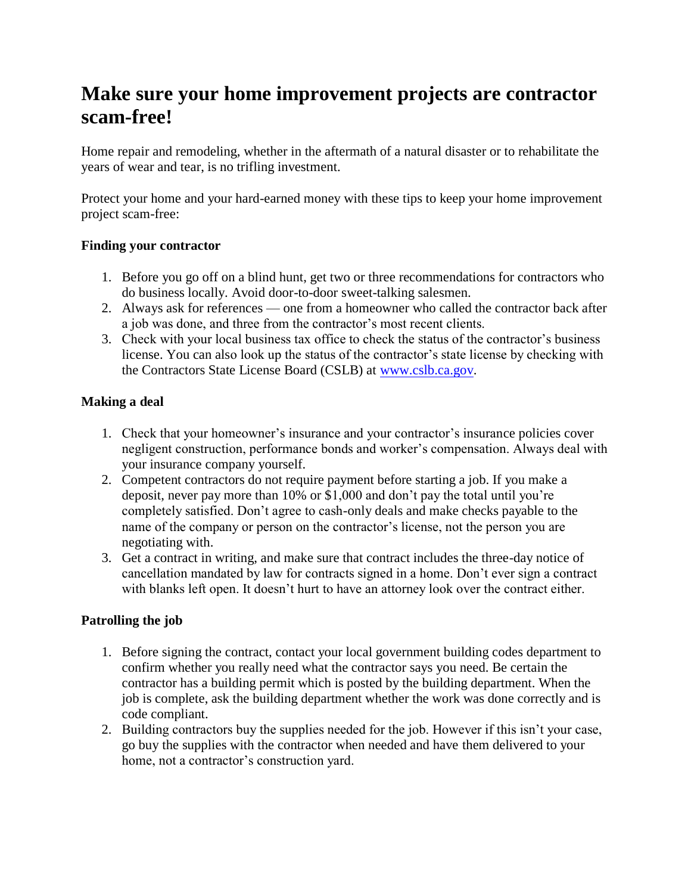# Make sure your home improvement projects are contractor scam-free!

Home repair and remodeling, whether in the aftermath of a natural disaster or to rehabilitate the years of wear and tear, is no trifling investment.

Protect your home and your hard-earned money with these tips to keep your home improvement project scam-free:

**Finding your contractor**

1. Before you go off on a blind hunt, get two or three recommendations for contractors who do business locally. Avoid door-to-door sweet-talking salesmen.
2. Always ask for references — one from a homeowner who called the contractor back after a job was done, and three from the contractor's most recent clients.
3. Check with your local business tax office to check the status of the contractor's business license. You can also look up the status of the contractor's state license by checking with the Contractors State License Board (CSLB) at [www.cslb.ca.gov](http://www.cslb.ca.gov).

**Making a deal**

1. Check that your homeowner's insurance and your contractor's insurance policies cover negligent construction, performance bonds and worker's compensation. Always deal with your insurance company yourself.
2. Competent contractors do not require payment before starting a job. If you make a deposit, never pay more than 10% or $1,000 and don't pay the total until you're completely satisfied. Don't agree to cash-only deals and make checks payable to the name of the company or person on the contractor's license, not the person you are negotiating with.
3. Get a contract in writing, and make sure that contract includes the three-day notice of cancellation mandated by law for contracts signed in a home. Don't ever sign a contract with blanks left open. It doesn't hurt to have an attorney look over the contract either.

**Patrolling the job**

1. Before signing the contract, contact your local government building codes department to confirm whether you really need what the contractor says you need. Be certain the contractor has a building permit which is posted by the building department. When the job is complete, ask the building department whether the work was done correctly and is code compliant.
2. Building contractors buy the supplies needed for the job. However if this isn't your case, go buy the supplies with the contractor when needed and have them delivered to your home, not a contractor's construction yard.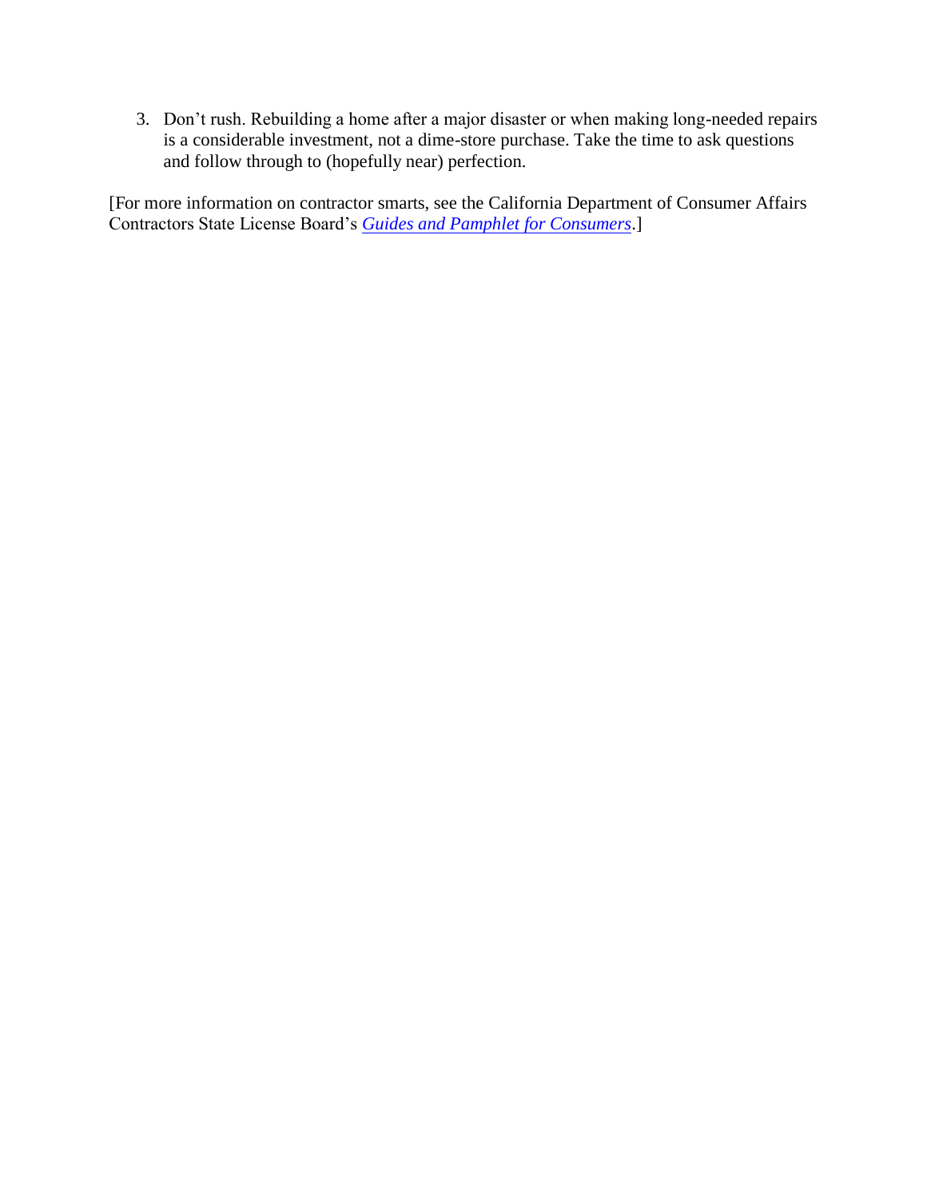3. Don't rush. Rebuilding a home after a major disaster or when making long-needed repairs is a considerable investment, not a dime-store purchase. Take the time to ask questions and follow through to (hopefully near) perfection.

[For more information on contractor smarts, see the California Department of Consumer Affairs Contractors State License Board's *Guides and Pamphlet for Consumers*.]